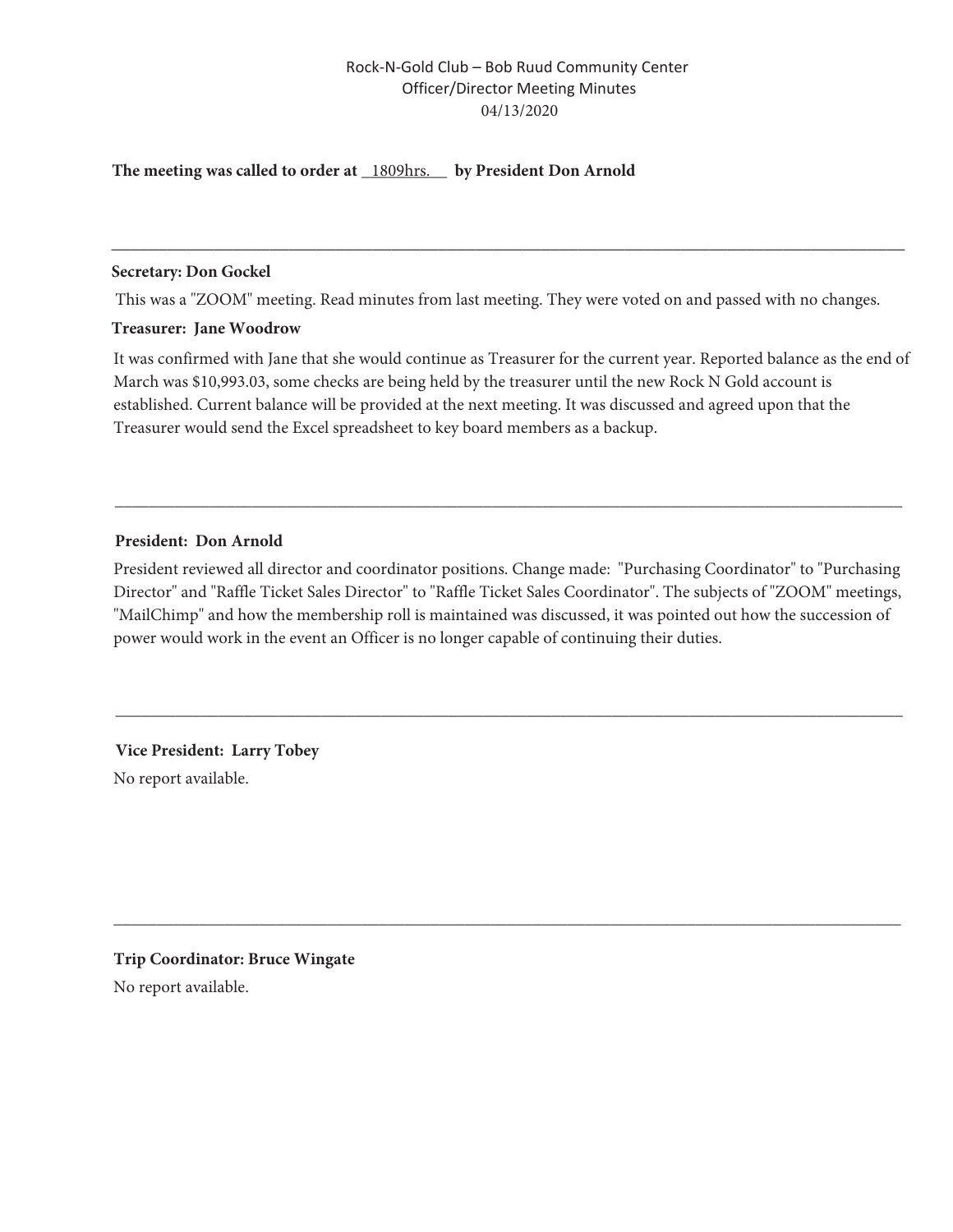Rock-N-Gold Club – Bob Ruud Community Center
Officer/Director Meeting Minutes
04/13/2020

**The meeting was called to order at** 1809hrs. **by President Don Arnold**

---

**Secretary: Don Gockel**

This was a "ZOOM" meeting. Read minutes from last meeting. They were voted on and passed with no changes.

**Treasurer: Jane Woodrow**

It was confirmed with Jane that she would continue as Treasurer for the current year. Reported balance as the end of March was $10,993.03, some checks are being held by the treasurer until the new Rock N Gold account is established. Current balance will be provided at the next meeting. It was discussed and agreed upon that the Treasurer would send the Excel spreadsheet to key board members as a backup.

---

**President: Don Arnold**

President reviewed all director and coordinator positions. Change made: "Purchasing Coordinator" to "Purchasing Director" and "Raffle Ticket Sales Director" to "Raffle Ticket Sales Coordinator". The subjects of "ZOOM" meetings, "MailChimp" and how the membership roll is maintained was discussed, it was pointed out how the succession of power would work in the event an Officer is no longer capable of continuing their duties.

---

**Vice President: Larry Tobey**

No report available.

---

**Trip Coordinator: Bruce Wingate**

No report available.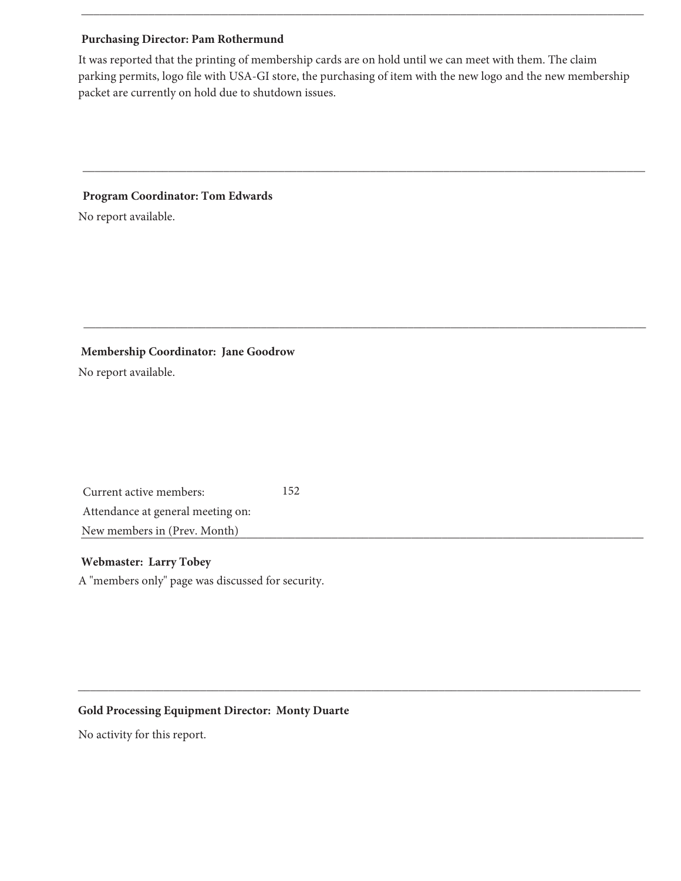**Purchasing Director: Pam Rothermund**

It was reported that the printing of membership cards are on hold until we can meet with them. The claim parking permits, logo file with USA-GI store, the purchasing of item with the new logo and the new membership packet are currently on hold due to shutdown issues.

---

**Program Coordinator: Tom Edwards**

No report available.

---

**Membership Coordinator: Jane Goodrow**

No report available.

| | |
|---|---|
| Current active members: | 152 |
| Attendance at general meeting on: | |
| New members in (Prev. Month) | |

---

**Webmaster: Larry Tobey**

A "members only" page was discussed for security.

---

**Gold Processing Equipment Director: Monty Duarte**

No activity for this report.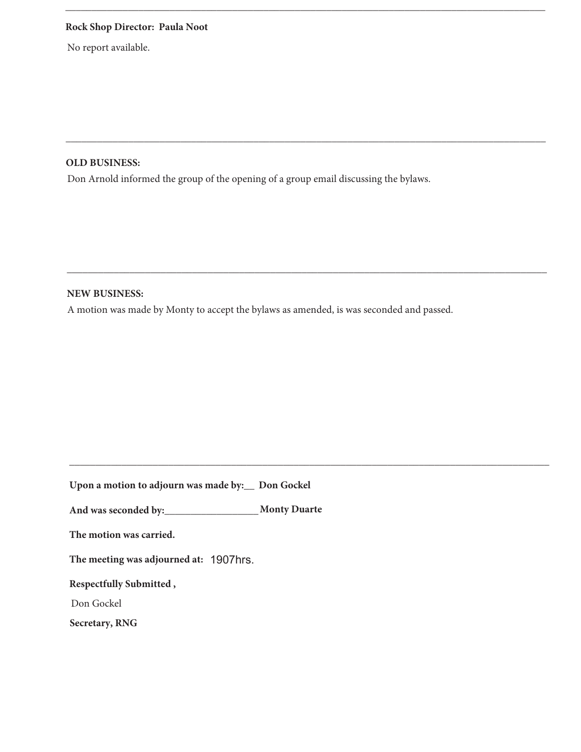---

**Rock Shop Director: Paula Noot**

No report available.

---

**OLD BUSINESS:**

Don Arnold informed the group of the opening of a group email discussing the bylaws.

---

**NEW BUSINESS:**

A motion was made by Monty to accept the bylaws as amended, is was seconded and passed.

---

**Upon a motion to adjourn was made by:__ Don Gockel**

**And was seconded by:__________________ Monty Duarte**

**The motion was carried.**

**The meeting was adjourned at:** 1907hrs.

**Respectfully Submitted ,**

Don Gockel

**Secretary, RNG**